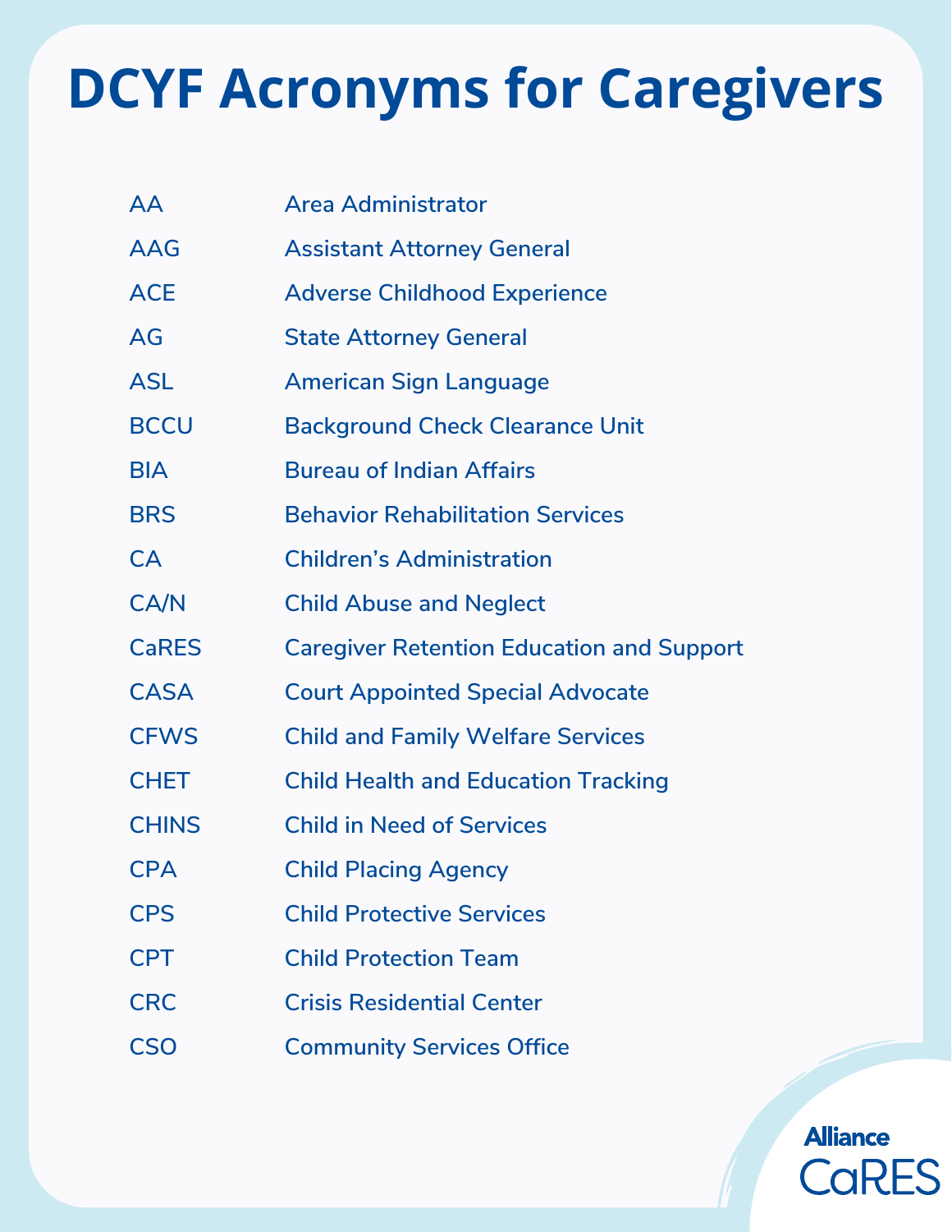# DCYF Acronyms for Caregivers

| | |
|---|---|
| AA | Area Administrator |
| AAG | Assistant Attorney General |
| ACE | Adverse Childhood Experience |
| AG | State Attorney General |
| ASL | American Sign Language |
| BCCU | Background Check Clearance Unit |
| BIA | Bureau of Indian Affairs |
| BRS | Behavior Rehabilitation Services |
| CA | Children's Administration |
| CA/N | Child Abuse and Neglect |
| CaRES | Caregiver Retention Education and Support |
| CASA | Court Appointed Special Advocate |
| CFWS | Child and Family Welfare Services |
| CHET | Child Health and Education Tracking |
| CHINS | Child in Need of Services |
| CPA | Child Placing Agency |
| CPS | Child Protective Services |
| CPT | Child Protection Team |
| CRC | Crisis Residential Center |
| CSO | Community Services Office |

Alliance CaRES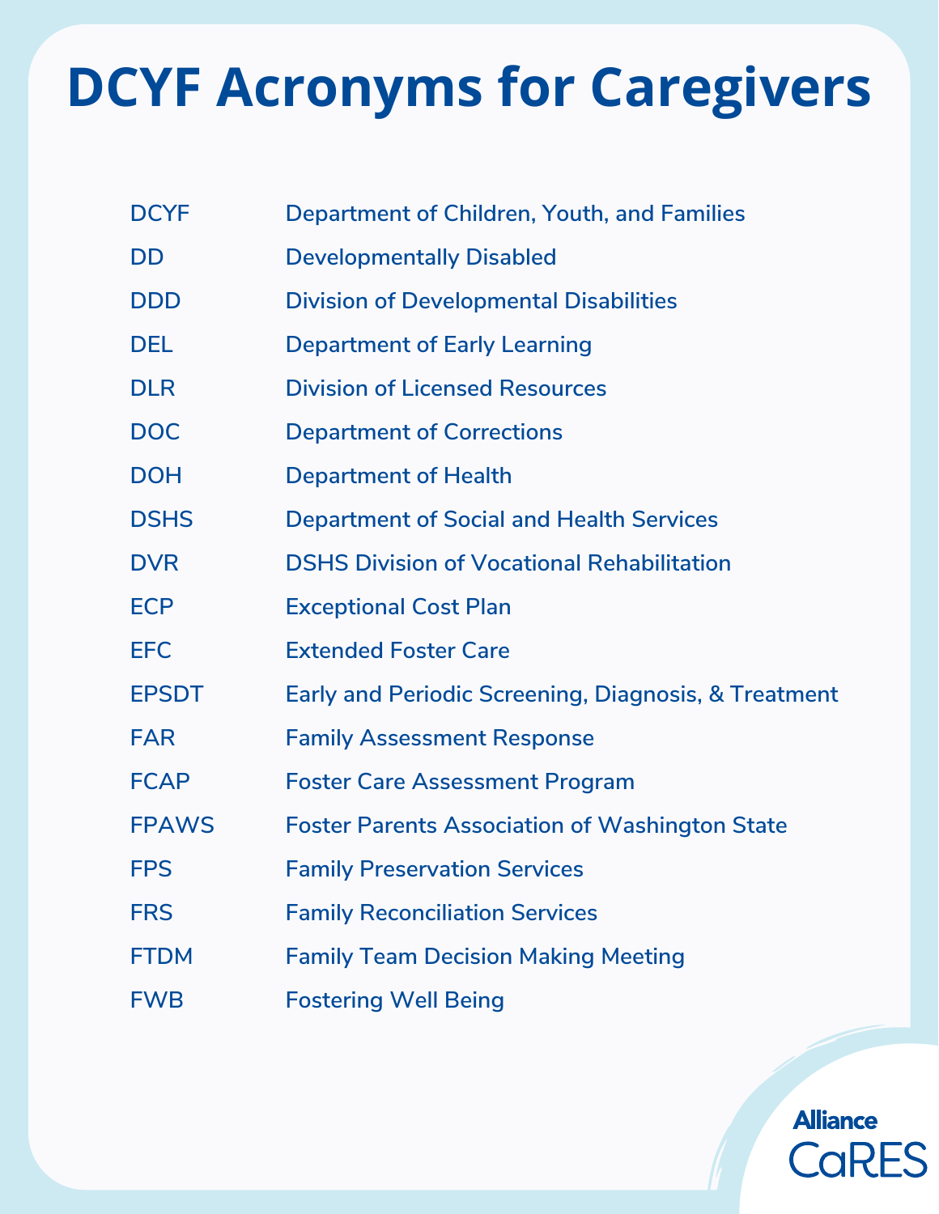# DCYF Acronyms for Caregivers

| | |
|---|---|
| DCYF | Department of Children, Youth, and Families |
| DD | Developmentally Disabled |
| DDD | Division of Developmental Disabilities |
| DEL | Department of Early Learning |
| DLR | Division of Licensed Resources |
| DOC | Department of Corrections |
| DOH | Department of Health |
| DSHS | Department of Social and Health Services |
| DVR | DSHS Division of Vocational Rehabilitation |
| ECP | Exceptional Cost Plan |
| EFC | Extended Foster Care |
| EPSDT | Early and Periodic Screening, Diagnosis, & Treatment |
| FAR | Family Assessment Response |
| FCAP | Foster Care Assessment Program |
| FPAWS | Foster Parents Association of Washington State |
| FPS | Family Preservation Services |
| FRS | Family Reconciliation Services |
| FTDM | Family Team Decision Making Meeting |
| FWB | Fostering Well Being |

Alliance CaRES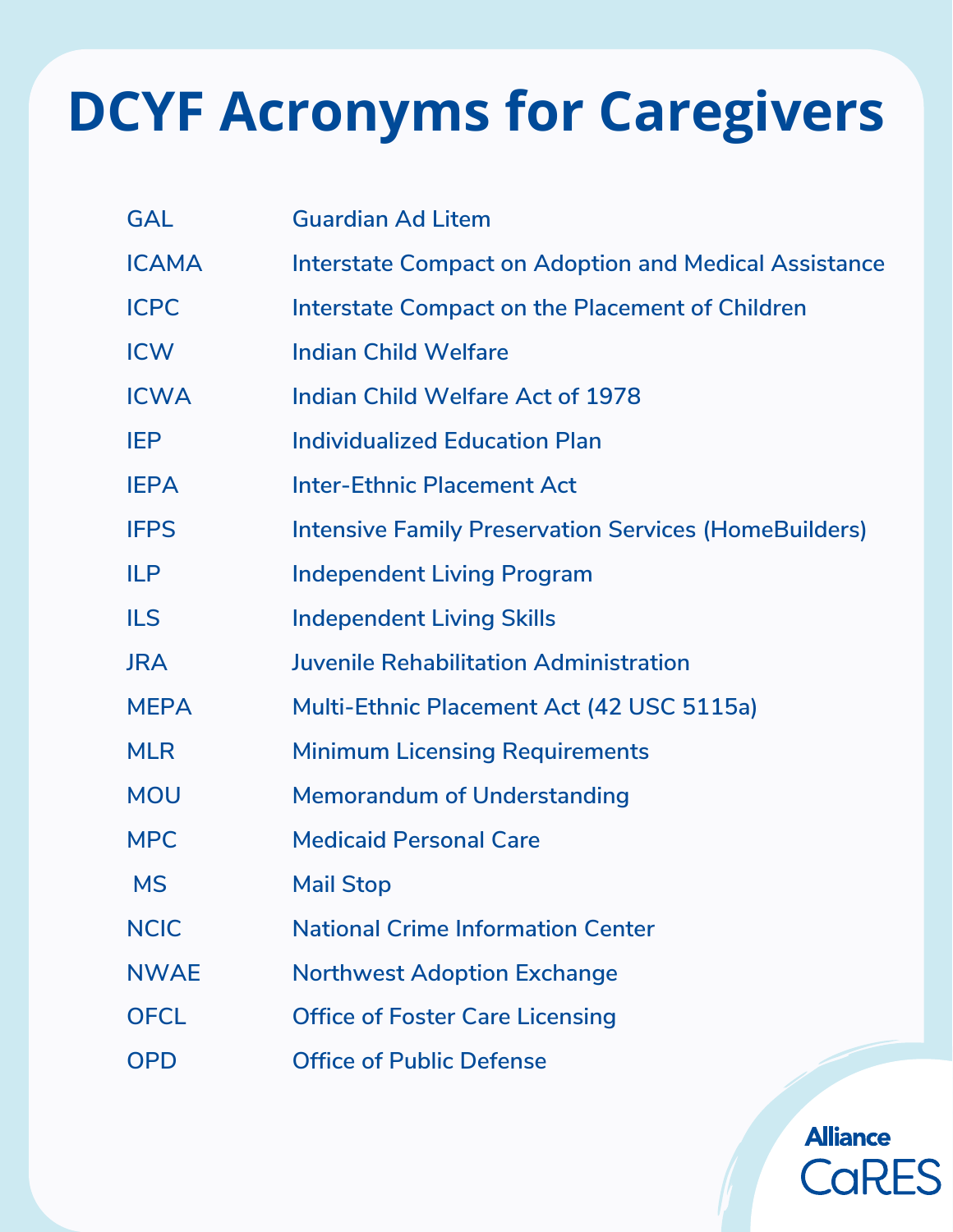# DCYF Acronyms for Caregivers

| | |
|---|---|
| GAL | Guardian Ad Litem |
| ICAMA | Interstate Compact on Adoption and Medical Assistance |
| ICPC | Interstate Compact on the Placement of Children |
| ICW | Indian Child Welfare |
| ICWA | Indian Child Welfare Act of 1978 |
| IEP | Individualized Education Plan |
| IEPA | Inter-Ethnic Placement Act |
| IFPS | Intensive Family Preservation Services (HomeBuilders) |
| ILP | Independent Living Program |
| ILS | Independent Living Skills |
| JRA | Juvenile Rehabilitation Administration |
| MEPA | Multi-Ethnic Placement Act (42 USC 5115a) |
| MLR | Minimum Licensing Requirements |
| MOU | Memorandum of Understanding |
| MPC | Medicaid Personal Care |
| MS | Mail Stop |
| NCIC | National Crime Information Center |
| NWAE | Northwest Adoption Exchange |
| OFCL | Office of Foster Care Licensing |
| OPD | Office of Public Defense |

Alliance CaRES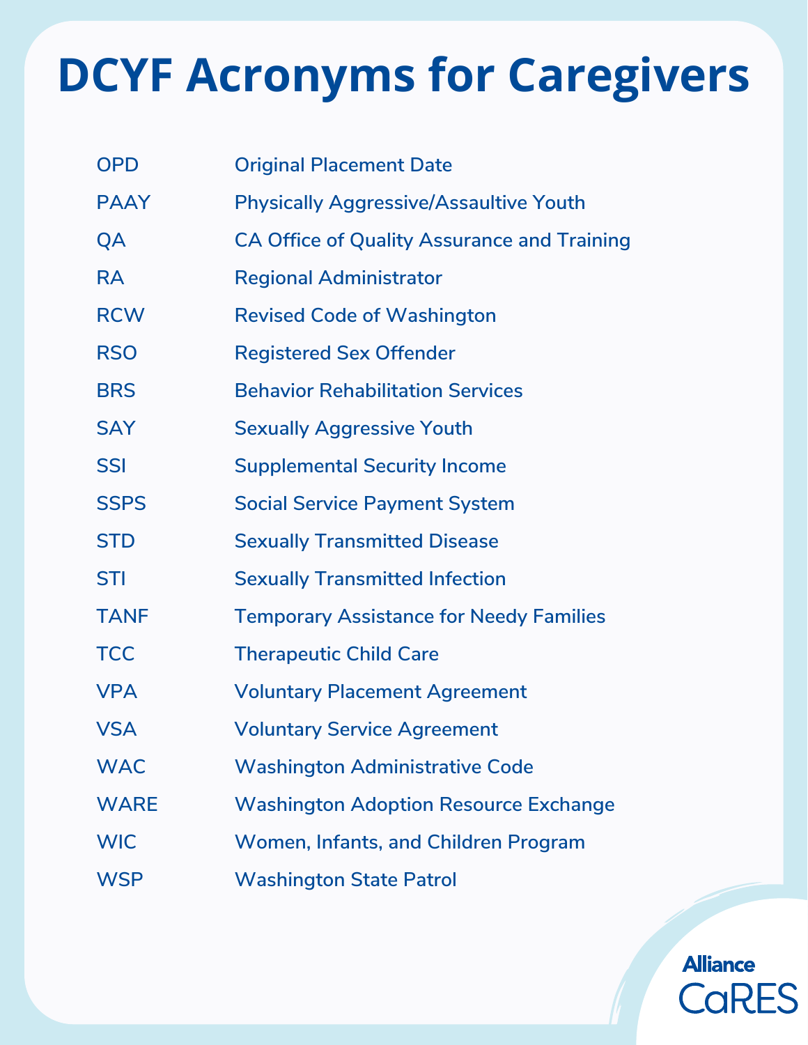# DCYF Acronyms for Caregivers

| | |
|---|---|
| OPD | Original Placement Date |
| PAAY | Physically Aggressive/Assaultive Youth |
| QA | CA Office of Quality Assurance and Training |
| RA | Regional Administrator |
| RCW | Revised Code of Washington |
| RSO | Registered Sex Offender |
| BRS | Behavior Rehabilitation Services |
| SAY | Sexually Aggressive Youth |
| SSI | Supplemental Security Income |
| SSPS | Social Service Payment System |
| STD | Sexually Transmitted Disease |
| STI | Sexually Transmitted Infection |
| TANF | Temporary Assistance for Needy Families |
| TCC | Therapeutic Child Care |
| VPA | Voluntary Placement Agreement |
| VSA | Voluntary Service Agreement |
| WAC | Washington Administrative Code |
| WARE | Washington Adoption Resource Exchange |
| WIC | Women, Infants, and Children Program |
| WSP | Washington State Patrol |

Alliance CaRES